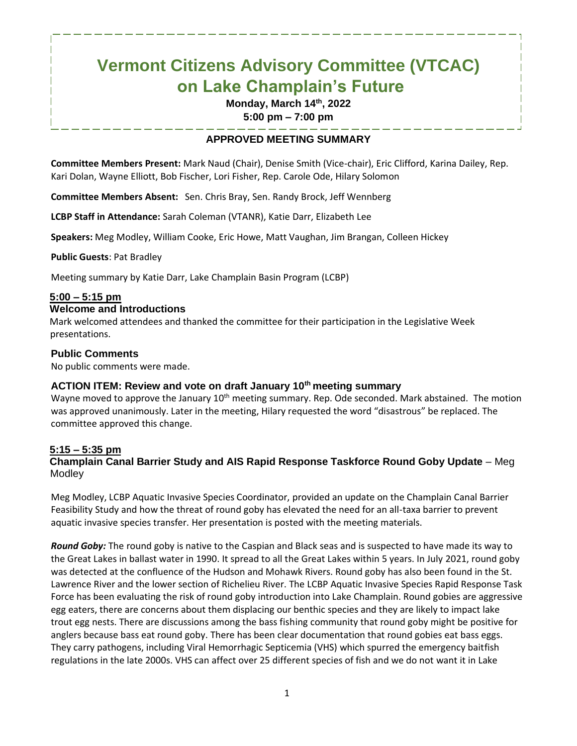# Vermont Citizens Advisory Committee (VTCAC) on Lake Champlain's Future

**Monday, March 14th, 2022**

**5:00 pm – 7:00 pm**

## APPROVED MEETING SUMMARY

**Committee Members Present:** Mark Naud (Chair), Denise Smith (Vice-chair), Eric Clifford, Karina Dailey, Rep. Kari Dolan, Wayne Elliott, Bob Fischer, Lori Fisher, Rep. Carole Ode, Hilary Solomon

**Committee Members Absent:** Sen. Chris Bray, Sen. Randy Brock, Jeff Wennberg

**LCBP Staff in Attendance:** Sarah Coleman (VTANR), Katie Darr, Elizabeth Lee

**Speakers:** Meg Modley, William Cooke, Eric Howe, Matt Vaughan, Jim Brangan, Colleen Hickey

**Public Guests**: Pat Bradley

Meeting summary by Katie Darr, Lake Champlain Basin Program (LCBP)

### 5:00 – 5:15 pm

### Welcome and Introductions

Mark welcomed attendees and thanked the committee for their participation in the Legislative Week presentations.

### Public Comments

No public comments were made.

### ACTION ITEM: Review and vote on draft January 10th meeting summary

Wayne moved to approve the January 10th meeting summary. Rep. Ode seconded. Mark abstained. The motion was approved unanimously. Later in the meeting, Hilary requested the word "disastrous" be replaced. The committee approved this change.

### 5:15 – 5:35 pm

### Champlain Canal Barrier Study and AIS Rapid Response Taskforce Round Goby Update – Meg Modley

Meg Modley, LCBP Aquatic Invasive Species Coordinator, provided an update on the Champlain Canal Barrier Feasibility Study and how the threat of round goby has elevated the need for an all-taxa barrier to prevent aquatic invasive species transfer. Her presentation is posted with the meeting materials.

***Round Goby:*** The round goby is native to the Caspian and Black seas and is suspected to have made its way to the Great Lakes in ballast water in 1990. It spread to all the Great Lakes within 5 years. In July 2021, round goby was detected at the confluence of the Hudson and Mohawk Rivers. Round goby has also been found in the St. Lawrence River and the lower section of Richelieu River. The LCBP Aquatic Invasive Species Rapid Response Task Force has been evaluating the risk of round goby introduction into Lake Champlain. Round gobies are aggressive egg eaters, there are concerns about them displacing our benthic species and they are likely to impact lake trout egg nests. There are discussions among the bass fishing community that round goby might be positive for anglers because bass eat round goby. There has been clear documentation that round gobies eat bass eggs. They carry pathogens, including Viral Hemorrhagic Septicemia (VHS) which spurred the emergency baitfish regulations in the late 2000s. VHS can affect over 25 different species of fish and we do not want it in Lake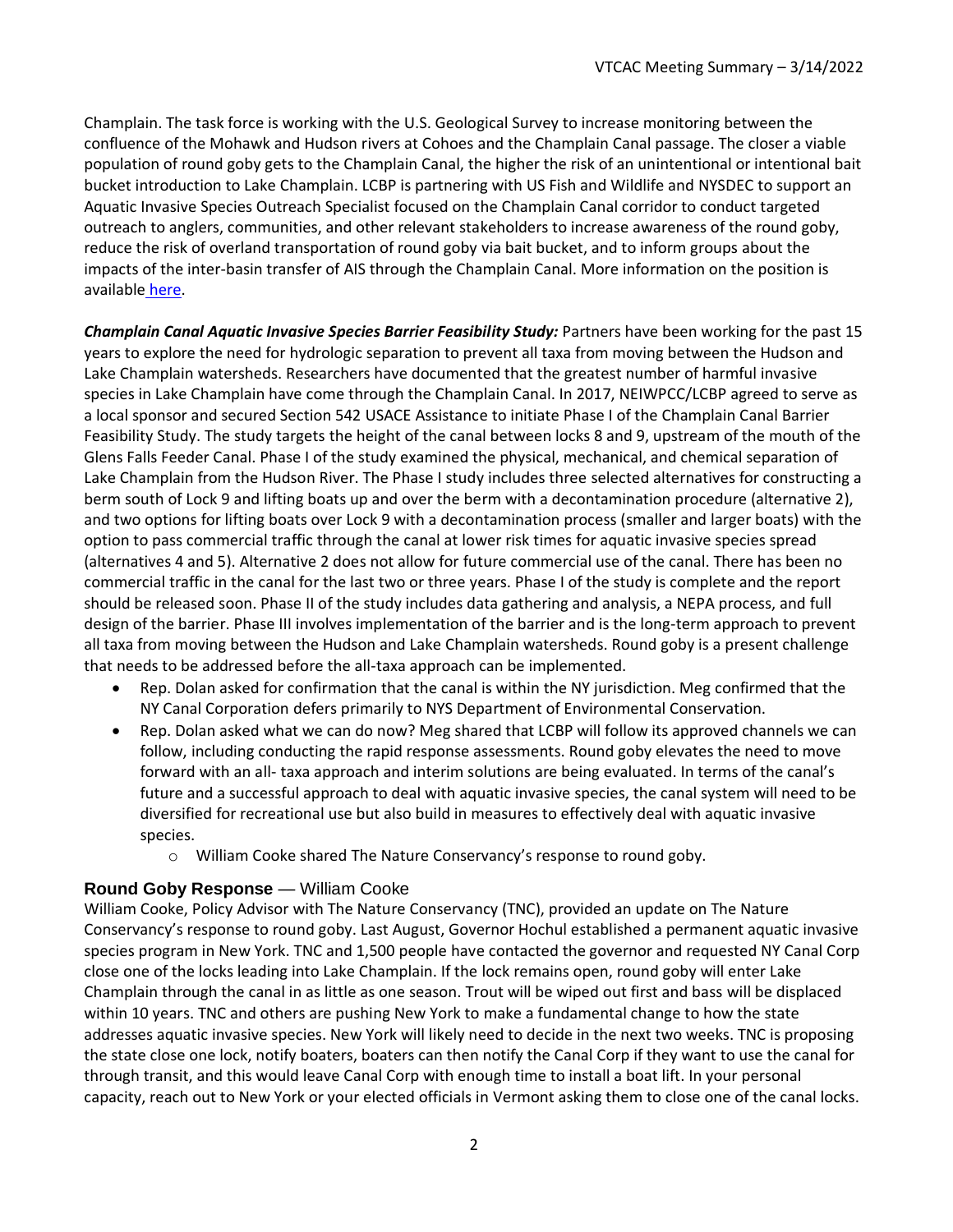Champlain. The task force is working with the U.S. Geological Survey to increase monitoring between the confluence of the Mohawk and Hudson rivers at Cohoes and the Champlain Canal passage. The closer a viable population of round goby gets to the Champlain Canal, the higher the risk of an unintentional or intentional bait bucket introduction to Lake Champlain. LCBP is partnering with US Fish and Wildlife and NYSDEC to support an Aquatic Invasive Species Outreach Specialist focused on the Champlain Canal corridor to conduct targeted outreach to anglers, communities, and other relevant stakeholders to increase awareness of the round goby, reduce the risk of overland transportation of round goby via bait bucket, and to inform groups about the impacts of the inter-basin transfer of AIS through the Champlain Canal. More information on the position is available here.

***Champlain Canal Aquatic Invasive Species Barrier Feasibility Study:*** Partners have been working for the past 15 years to explore the need for hydrologic separation to prevent all taxa from moving between the Hudson and Lake Champlain watersheds. Researchers have documented that the greatest number of harmful invasive species in Lake Champlain have come through the Champlain Canal. In 2017, NEIWPCC/LCBP agreed to serve as a local sponsor and secured Section 542 USACE Assistance to initiate Phase I of the Champlain Canal Barrier Feasibility Study. The study targets the height of the canal between locks 8 and 9, upstream of the mouth of the Glens Falls Feeder Canal. Phase I of the study examined the physical, mechanical, and chemical separation of Lake Champlain from the Hudson River. The Phase I study includes three selected alternatives for constructing a berm south of Lock 9 and lifting boats up and over the berm with a decontamination procedure (alternative 2), and two options for lifting boats over Lock 9 with a decontamination process (smaller and larger boats) with the option to pass commercial traffic through the canal at lower risk times for aquatic invasive species spread (alternatives 4 and 5). Alternative 2 does not allow for future commercial use of the canal. There has been no commercial traffic in the canal for the last two or three years. Phase I of the study is complete and the report should be released soon. Phase II of the study includes data gathering and analysis, a NEPA process, and full design of the barrier. Phase III involves implementation of the barrier and is the long-term approach to prevent all taxa from moving between the Hudson and Lake Champlain watersheds. Round goby is a present challenge that needs to be addressed before the all-taxa approach can be implemented.

- Rep. Dolan asked for confirmation that the canal is within the NY jurisdiction. Meg confirmed that the NY Canal Corporation defers primarily to NYS Department of Environmental Conservation.
- Rep. Dolan asked what we can do now? Meg shared that LCBP will follow its approved channels we can follow, including conducting the rapid response assessments. Round goby elevates the need to move forward with an all- taxa approach and interim solutions are being evaluated. In terms of the canal's future and a successful approach to deal with aquatic invasive species, the canal system will need to be diversified for recreational use but also build in measures to effectively deal with aquatic invasive species.
    - William Cooke shared The Nature Conservancy's response to round goby.

## **Round Goby Response** — William Cooke

William Cooke, Policy Advisor with The Nature Conservancy (TNC), provided an update on The Nature Conservancy's response to round goby. Last August, Governor Hochul established a permanent aquatic invasive species program in New York. TNC and 1,500 people have contacted the governor and requested NY Canal Corp close one of the locks leading into Lake Champlain. If the lock remains open, round goby will enter Lake Champlain through the canal in as little as one season. Trout will be wiped out first and bass will be displaced within 10 years. TNC and others are pushing New York to make a fundamental change to how the state addresses aquatic invasive species. New York will likely need to decide in the next two weeks. TNC is proposing the state close one lock, notify boaters, boaters can then notify the Canal Corp if they want to use the canal for through transit, and this would leave Canal Corp with enough time to install a boat lift. In your personal capacity, reach out to New York or your elected officials in Vermont asking them to close one of the canal locks.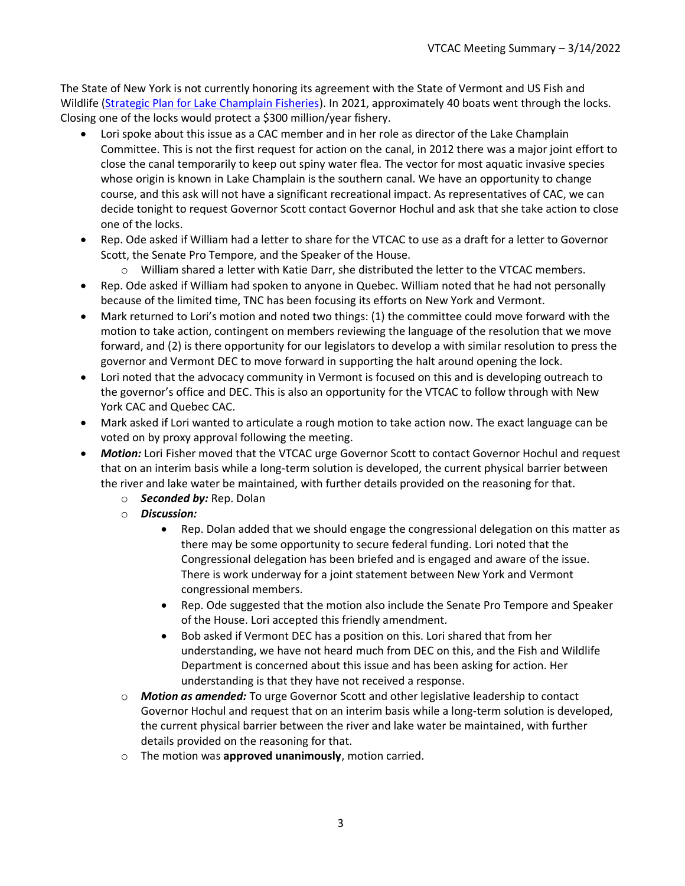The State of New York is not currently honoring its agreement with the State of Vermont and US Fish and Wildlife ([Strategic Plan for Lake Champlain Fisheries](Strategic Plan for Lake Champlain Fisheries)). In 2021, approximately 40 boats went through the locks. Closing one of the locks would protect a $300 million/year fishery.

- Lori spoke about this issue as a CAC member and in her role as director of the Lake Champlain Committee. This is not the first request for action on the canal, in 2012 there was a major joint effort to close the canal temporarily to keep out spiny water flea. The vector for most aquatic invasive species whose origin is known in Lake Champlain is the southern canal. We have an opportunity to change course, and this ask will not have a significant recreational impact. As representatives of CAC, we can decide tonight to request Governor Scott contact Governor Hochul and ask that she take action to close one of the locks.
- Rep. Ode asked if William had a letter to share for the VTCAC to use as a draft for a letter to Governor Scott, the Senate Pro Tempore, and the Speaker of the House.
  - William shared a letter with Katie Darr, she distributed the letter to the VTCAC members.
- Rep. Ode asked if William had spoken to anyone in Quebec. William noted that he had not personally because of the limited time, TNC has been focusing its efforts on New York and Vermont.
- Mark returned to Lori's motion and noted two things: (1) the committee could move forward with the motion to take action, contingent on members reviewing the language of the resolution that we move forward, and (2) is there opportunity for our legislators to develop a with similar resolution to press the governor and Vermont DEC to move forward in supporting the halt around opening the lock.
- Lori noted that the advocacy community in Vermont is focused on this and is developing outreach to the governor's office and DEC. This is also an opportunity for the VTCAC to follow through with New York CAC and Quebec CAC.
- Mark asked if Lori wanted to articulate a rough motion to take action now. The exact language can be voted on by proxy approval following the meeting.
- ***Motion:*** Lori Fisher moved that the VTCAC urge Governor Scott to contact Governor Hochul and request that on an interim basis while a long-term solution is developed, the current physical barrier between the river and lake water be maintained, with further details provided on the reasoning for that.
  - ***Seconded by:*** Rep. Dolan
  - ***Discussion:***
    - Rep. Dolan added that we should engage the congressional delegation on this matter as there may be some opportunity to secure federal funding. Lori noted that the Congressional delegation has been briefed and is engaged and aware of the issue. There is work underway for a joint statement between New York and Vermont congressional members.
    - Rep. Ode suggested that the motion also include the Senate Pro Tempore and Speaker of the House. Lori accepted this friendly amendment.
    - Bob asked if Vermont DEC has a position on this. Lori shared that from her understanding, we have not heard much from DEC on this, and the Fish and Wildlife Department is concerned about this issue and has been asking for action. Her understanding is that they have not received a response.
  - ***Motion as amended:*** To urge Governor Scott and other legislative leadership to contact Governor Hochul and request that on an interim basis while a long-term solution is developed, the current physical barrier between the river and lake water be maintained, with further details provided on the reasoning for that.
  - The motion was **approved unanimously**, motion carried.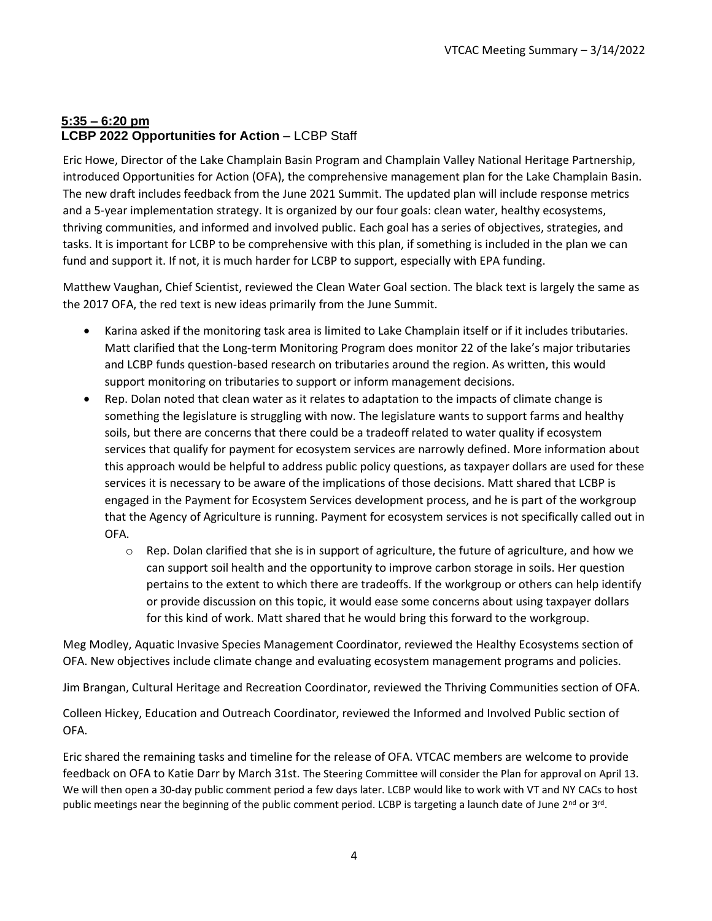**5:35 – 6:20 pm**

**LCBP 2022 Opportunities for Action** – LCBP Staff

Eric Howe, Director of the Lake Champlain Basin Program and Champlain Valley National Heritage Partnership, introduced Opportunities for Action (OFA), the comprehensive management plan for the Lake Champlain Basin. The new draft includes feedback from the June 2021 Summit. The updated plan will include response metrics and a 5-year implementation strategy. It is organized by our four goals: clean water, healthy ecosystems, thriving communities, and informed and involved public. Each goal has a series of objectives, strategies, and tasks. It is important for LCBP to be comprehensive with this plan, if something is included in the plan we can fund and support it. If not, it is much harder for LCBP to support, especially with EPA funding.

Matthew Vaughan, Chief Scientist, reviewed the Clean Water Goal section. The black text is largely the same as the 2017 OFA, the red text is new ideas primarily from the June Summit.

- Karina asked if the monitoring task area is limited to Lake Champlain itself or if it includes tributaries. Matt clarified that the Long-term Monitoring Program does monitor 22 of the lake's major tributaries and LCBP funds question-based research on tributaries around the region. As written, this would support monitoring on tributaries to support or inform management decisions.
- Rep. Dolan noted that clean water as it relates to adaptation to the impacts of climate change is something the legislature is struggling with now. The legislature wants to support farms and healthy soils, but there are concerns that there could be a tradeoff related to water quality if ecosystem services that qualify for payment for ecosystem services are narrowly defined. More information about this approach would be helpful to address public policy questions, as taxpayer dollars are used for these services it is necessary to be aware of the implications of those decisions. Matt shared that LCBP is engaged in the Payment for Ecosystem Services development process, and he is part of the workgroup that the Agency of Agriculture is running. Payment for ecosystem services is not specifically called out in OFA.
  - Rep. Dolan clarified that she is in support of agriculture, the future of agriculture, and how we can support soil health and the opportunity to improve carbon storage in soils. Her question pertains to the extent to which there are tradeoffs. If the workgroup or others can help identify or provide discussion on this topic, it would ease some concerns about using taxpayer dollars for this kind of work. Matt shared that he would bring this forward to the workgroup.

Meg Modley, Aquatic Invasive Species Management Coordinator, reviewed the Healthy Ecosystems section of OFA. New objectives include climate change and evaluating ecosystem management programs and policies.

Jim Brangan, Cultural Heritage and Recreation Coordinator, reviewed the Thriving Communities section of OFA.

Colleen Hickey, Education and Outreach Coordinator, reviewed the Informed and Involved Public section of OFA.

Eric shared the remaining tasks and timeline for the release of OFA. VTCAC members are welcome to provide feedback on OFA to Katie Darr by March 31st. The Steering Committee will consider the Plan for approval on April 13. We will then open a 30-day public comment period a few days later. LCBP would like to work with VT and NY CACs to host public meetings near the beginning of the public comment period. LCBP is targeting a launch date of June 2nd or 3rd.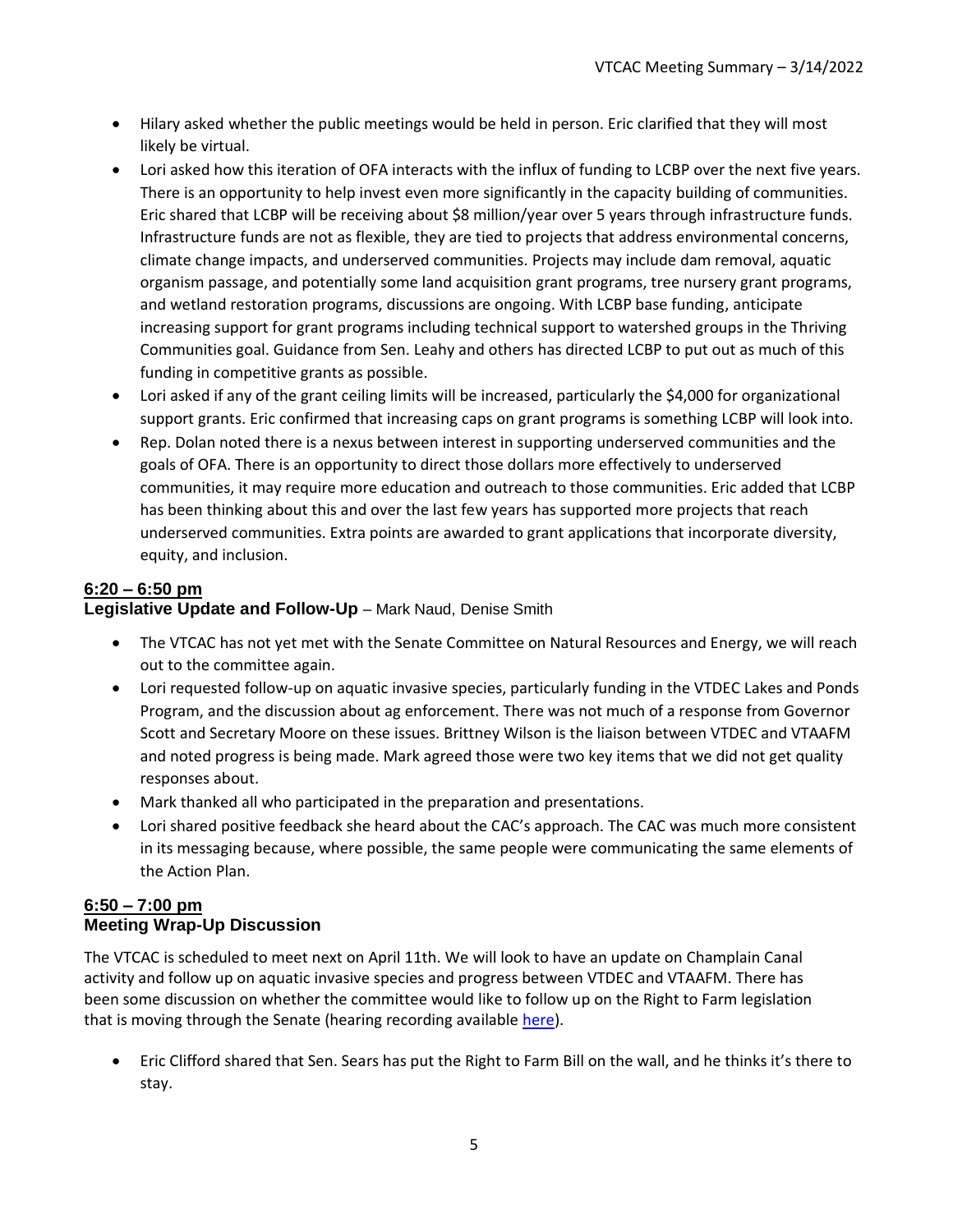- Hilary asked whether the public meetings would be held in person. Eric clarified that they will most likely be virtual.
- Lori asked how this iteration of OFA interacts with the influx of funding to LCBP over the next five years. There is an opportunity to help invest even more significantly in the capacity building of communities. Eric shared that LCBP will be receiving about $8 million/year over 5 years through infrastructure funds. Infrastructure funds are not as flexible, they are tied to projects that address environmental concerns, climate change impacts, and underserved communities. Projects may include dam removal, aquatic organism passage, and potentially some land acquisition grant programs, tree nursery grant programs, and wetland restoration programs, discussions are ongoing. With LCBP base funding, anticipate increasing support for grant programs including technical support to watershed groups in the Thriving Communities goal. Guidance from Sen. Leahy and others has directed LCBP to put out as much of this funding in competitive grants as possible.
- Lori asked if any of the grant ceiling limits will be increased, particularly the $4,000 for organizational support grants. Eric confirmed that increasing caps on grant programs is something LCBP will look into.
- Rep. Dolan noted there is a nexus between interest in supporting underserved communities and the goals of OFA. There is an opportunity to direct those dollars more effectively to underserved communities, it may require more education and outreach to those communities. Eric added that LCBP has been thinking about this and over the last few years has supported more projects that reach underserved communities. Extra points are awarded to grant applications that incorporate diversity, equity, and inclusion.

**6:20 – 6:50 pm**
**Legislative Update and Follow-Up** – Mark Naud, Denise Smith

- The VTCAC has not yet met with the Senate Committee on Natural Resources and Energy, we will reach out to the committee again.
- Lori requested follow-up on aquatic invasive species, particularly funding in the VTDEC Lakes and Ponds Program, and the discussion about ag enforcement. There was not much of a response from Governor Scott and Secretary Moore on these issues. Brittney Wilson is the liaison between VTDEC and VTAAFM and noted progress is being made. Mark agreed those were two key items that we did not get quality responses about.
- Mark thanked all who participated in the preparation and presentations.
- Lori shared positive feedback she heard about the CAC's approach. The CAC was much more consistent in its messaging because, where possible, the same people were communicating the same elements of the Action Plan.

**6:50 – 7:00 pm**
**Meeting Wrap-Up Discussion**

The VTCAC is scheduled to meet next on April 11th. We will look to have an update on Champlain Canal activity and follow up on aquatic invasive species and progress between VTDEC and VTAAFM. There has been some discussion on whether the committee would like to follow up on the Right to Farm legislation that is moving through the Senate (hearing recording available here).

- Eric Clifford shared that Sen. Sears has put the Right to Farm Bill on the wall, and he thinks it's there to stay.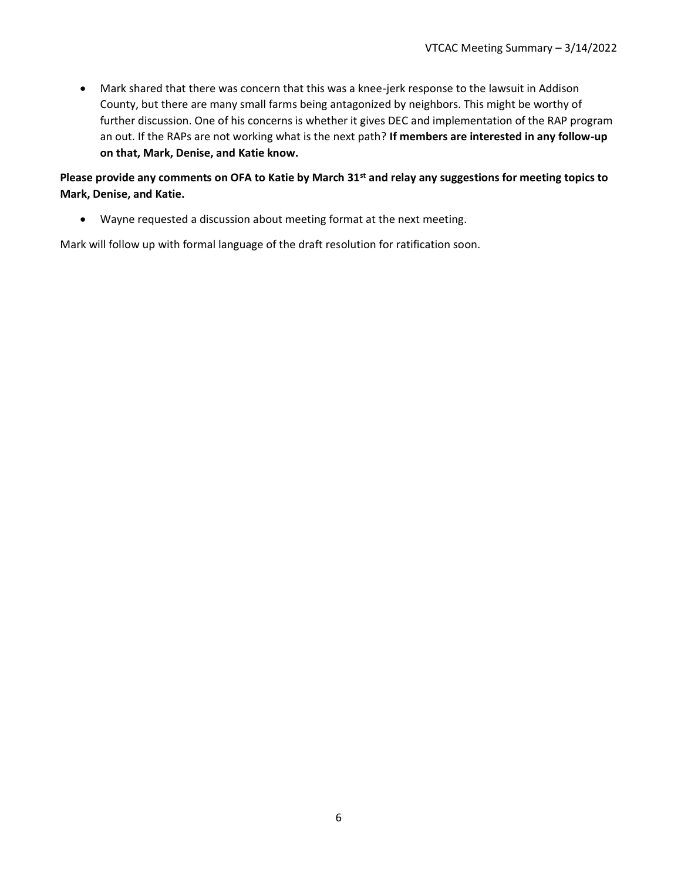- Mark shared that there was concern that this was a knee-jerk response to the lawsuit in Addison County, but there are many small farms being antagonized by neighbors. This might be worthy of further discussion. One of his concerns is whether it gives DEC and implementation of the RAP program an out. If the RAPs are not working what is the next path? **If members are interested in any follow-up on that, Mark, Denise, and Katie know.**

**Please provide any comments on OFA to Katie by March 31st and relay any suggestions for meeting topics to Mark, Denise, and Katie.**

- Wayne requested a discussion about meeting format at the next meeting.

Mark will follow up with formal language of the draft resolution for ratification soon.